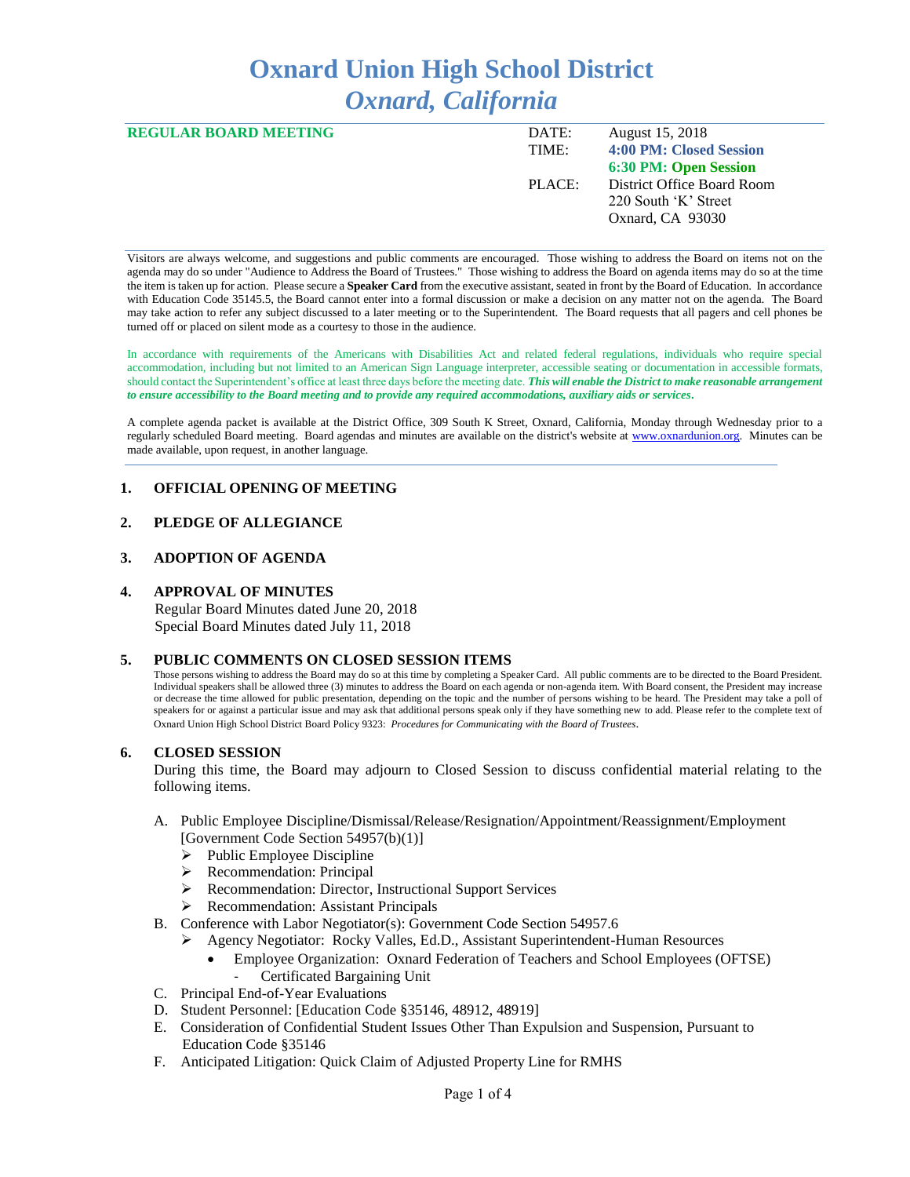# Oxnard Union High School District
## *Oxnard, California*

**REGULAR BOARD MEETING**

| | |
|---|---|
| DATE: | August 15, 2018 |
| TIME: | **4:00 PM: Closed Session** |
| | **6:30 PM: Open Session** |
| PLACE: | District Office Board Room |
| | 220 South 'K' Street |
| | Oxnard, CA 93030 |

Visitors are always welcome, and suggestions and public comments are encouraged. Those wishing to address the Board on items not on the agenda may do so under "Audience to Address the Board of Trustees." Those wishing to address the Board on agenda items may do so at the time the item is taken up for action. Please secure a **Speaker Card** from the executive assistant, seated in front by the Board of Education. In accordance with Education Code 35145.5, the Board cannot enter into a formal discussion or make a decision on any matter not on the agenda. The Board may take action to refer any subject discussed to a later meeting or to the Superintendent. The Board requests that all pagers and cell phones be turned off or placed on silent mode as a courtesy to those in the audience.

In accordance with requirements of the Americans with Disabilities Act and related federal regulations, individuals who require special accommodation, including but not limited to an American Sign Language interpreter, accessible seating or documentation in accessible formats, should contact the Superintendent's office at least three days before the meeting date. ***This will enable the District to make reasonable arrangement to ensure accessibility to the Board meeting and to provide any required accommodations, auxiliary aids or services.***

A complete agenda packet is available at the District Office, 309 South K Street, Oxnard, California, Monday through Wednesday prior to a regularly scheduled Board meeting. Board agendas and minutes are available on the district's website at www.oxnardunion.org. Minutes can be made available, upon request, in another language.

---

**1. OFFICIAL OPENING OF MEETING**

**2. PLEDGE OF ALLEGIANCE**

**3. ADOPTION OF AGENDA**

**4. APPROVAL OF MINUTES**

Regular Board Minutes dated June 20, 2018
Special Board Minutes dated July 11, 2018

**5. PUBLIC COMMENTS ON CLOSED SESSION ITEMS**

Those persons wishing to address the Board may do so at this time by completing a Speaker Card. All public comments are to be directed to the Board President. Individual speakers shall be allowed three (3) minutes to address the Board on each agenda or non-agenda item. With Board consent, the President may increase or decrease the time allowed for public presentation, depending on the topic and the number of persons wishing to be heard. The President may take a poll of speakers for or against a particular issue and may ask that additional persons speak only if they have something new to add. Please refer to the complete text of Oxnard Union High School District Board Policy 9323: *Procedures for Communicating with the Board of Trustees*.

**6. CLOSED SESSION**

During this time, the Board may adjourn to Closed Session to discuss confidential material relating to the following items.

A. Public Employee Discipline/Dismissal/Release/Resignation/Appointment/Reassignment/Employment [Government Code Section 54957(b)(1)]
   - Public Employee Discipline
   - Recommendation: Principal
   - Recommendation: Director, Instructional Support Services
   - Recommendation: Assistant Principals

B. Conference with Labor Negotiator(s): Government Code Section 54957.6
   - Agency Negotiator: Rocky Valles, Ed.D., Assistant Superintendent-Human Resources
     - Employee Organization: Oxnard Federation of Teachers and School Employees (OFTSE)
       - Certificated Bargaining Unit

C. Principal End-of-Year Evaluations

D. Student Personnel: [Education Code §35146, 48912, 48919]

E. Consideration of Confidential Student Issues Other Than Expulsion and Suspension, Pursuant to Education Code §35146

F. Anticipated Litigation: Quick Claim of Adjusted Property Line for RMHS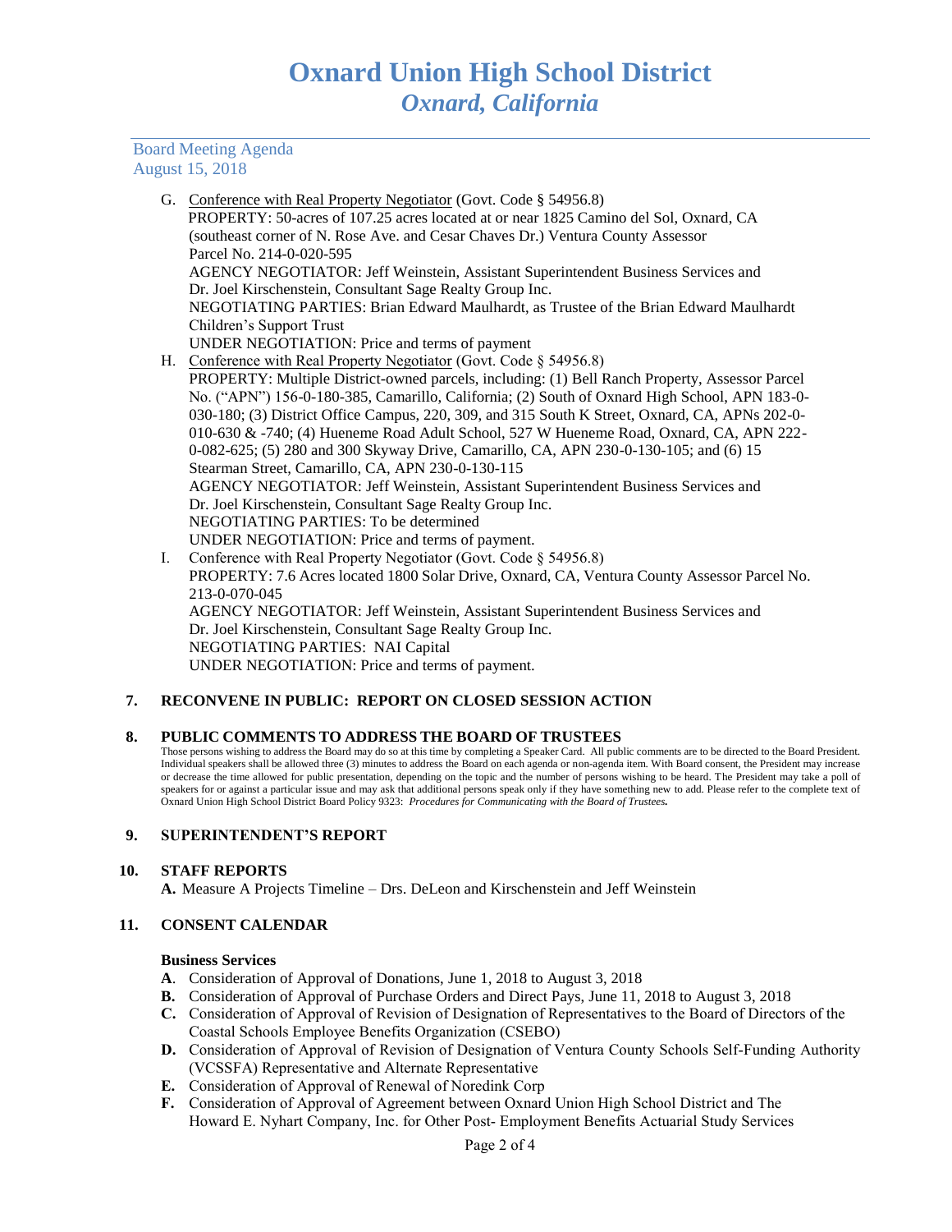G. Conference with Real Property Negotiator (Govt. Code § 54956.8)
   PROPERTY: 50-acres of 107.25 acres located at or near 1825 Camino del Sol, Oxnard, CA (southeast corner of N. Rose Ave. and Cesar Chaves Dr.) Ventura County Assessor Parcel No. 214-0-020-595
   AGENCY NEGOTIATOR: Jeff Weinstein, Assistant Superintendent Business Services and Dr. Joel Kirschenstein, Consultant Sage Realty Group Inc.
   NEGOTIATING PARTIES: Brian Edward Maulhardt, as Trustee of the Brian Edward Maulhardt Children's Support Trust
   UNDER NEGOTIATION: Price and terms of payment

H. Conference with Real Property Negotiator (Govt. Code § 54956.8)
   PROPERTY: Multiple District-owned parcels, including: (1) Bell Ranch Property, Assessor Parcel No. ("APN") 156-0-180-385, Camarillo, California; (2) South of Oxnard High School, APN 183-0-030-180; (3) District Office Campus, 220, 309, and 315 South K Street, Oxnard, CA, APNs 202-0-010-630 & -740; (4) Hueneme Road Adult School, 527 W Hueneme Road, Oxnard, CA, APN 222-0-082-625; (5) 280 and 300 Skyway Drive, Camarillo, CA, APN 230-0-130-105; and (6) 15 Stearman Street, Camarillo, CA, APN 230-0-130-115
   AGENCY NEGOTIATOR: Jeff Weinstein, Assistant Superintendent Business Services and Dr. Joel Kirschenstein, Consultant Sage Realty Group Inc.
   NEGOTIATING PARTIES: To be determined
   UNDER NEGOTIATION: Price and terms of payment.

I. Conference with Real Property Negotiator (Govt. Code § 54956.8)
   PROPERTY: 7.6 Acres located 1800 Solar Drive, Oxnard, CA, Ventura County Assessor Parcel No. 213-0-070-045
   AGENCY NEGOTIATOR: Jeff Weinstein, Assistant Superintendent Business Services and Dr. Joel Kirschenstein, Consultant Sage Realty Group Inc.
   NEGOTIATING PARTIES: NAI Capital
   UNDER NEGOTIATION: Price and terms of payment.

**7. RECONVENE IN PUBLIC: REPORT ON CLOSED SESSION ACTION**

**8. PUBLIC COMMENTS TO ADDRESS THE BOARD OF TRUSTEES**

Those persons wishing to address the Board may do so at this time by completing a Speaker Card. All public comments are to be directed to the Board President. Individual speakers shall be allowed three (3) minutes to address the Board on each agenda or non-agenda item. With Board consent, the President may increase or decrease the time allowed for public presentation, depending on the topic and the number of persons wishing to be heard. The President may take a poll of speakers for or against a particular issue and may ask that additional persons speak only if they have something new to add. Please refer to the complete text of Oxnard Union High School District Board Policy 9323: ***Procedures for Communicating with the Board of Trustees.***

**9. SUPERINTENDENT'S REPORT**

**10. STAFF REPORTS**

**A.** Measure A Projects Timeline – Drs. DeLeon and Kirschenstein and Jeff Weinstein

**11. CONSENT CALENDAR**

**Business Services**

**A**. Consideration of Approval of Donations, June 1, 2018 to August 3, 2018
**B.** Consideration of Approval of Purchase Orders and Direct Pays, June 11, 2018 to August 3, 2018
**C.** Consideration of Approval of Revision of Designation of Representatives to the Board of Directors of the Coastal Schools Employee Benefits Organization (CSEBO)
**D.** Consideration of Approval of Revision of Designation of Ventura County Schools Self-Funding Authority (VCSSFA) Representative and Alternate Representative
**E.** Consideration of Approval of Renewal of Noredink Corp
**F.** Consideration of Approval of Agreement between Oxnard Union High School District and The Howard E. Nyhart Company, Inc. for Other Post- Employment Benefits Actuarial Study Services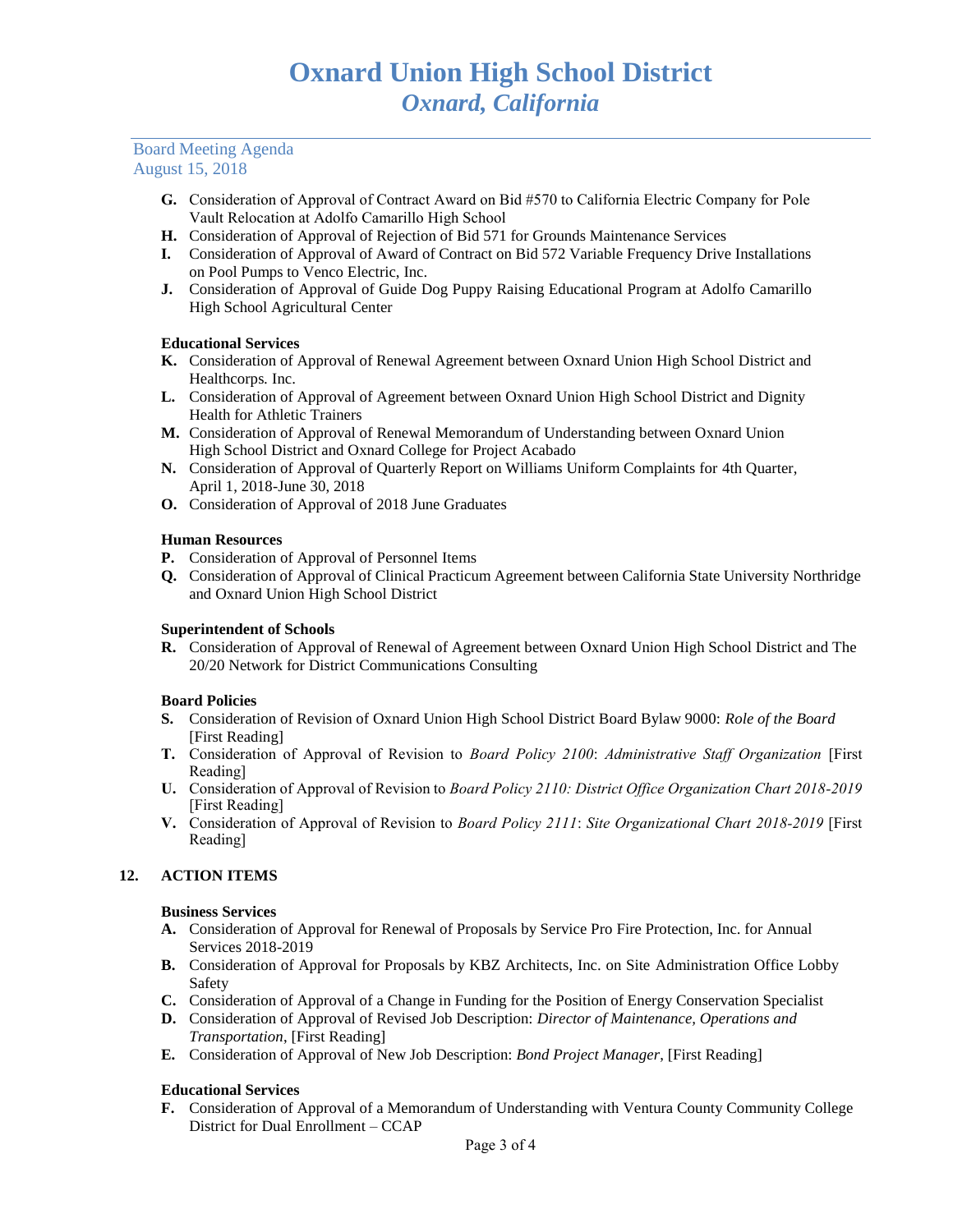G. Consideration of Approval of Contract Award on Bid #570 to California Electric Company for Pole Vault Relocation at Adolfo Camarillo High School
H. Consideration of Approval of Rejection of Bid 571 for Grounds Maintenance Services
I. Consideration of Approval of Award of Contract on Bid 572 Variable Frequency Drive Installations on Pool Pumps to Venco Electric, Inc.
J. Consideration of Approval of Guide Dog Puppy Raising Educational Program at Adolfo Camarillo High School Agricultural Center

**Educational Services**

K. Consideration of Approval of Renewal Agreement between Oxnard Union High School District and Healthcorps. Inc.
L. Consideration of Approval of Agreement between Oxnard Union High School District and Dignity Health for Athletic Trainers
M. Consideration of Approval of Renewal Memorandum of Understanding between Oxnard Union High School District and Oxnard College for Project Acabado
N. Consideration of Approval of Quarterly Report on Williams Uniform Complaints for 4th Quarter, April 1, 2018-June 30, 2018
O. Consideration of Approval of 2018 June Graduates

**Human Resources**

P. Consideration of Approval of Personnel Items
Q. Consideration of Approval of Clinical Practicum Agreement between California State University Northridge and Oxnard Union High School District

**Superintendent of Schools**

R. Consideration of Approval of Renewal of Agreement between Oxnard Union High School District and The 20/20 Network for District Communications Consulting

**Board Policies**

S. Consideration of Revision of Oxnard Union High School District Board Bylaw 9000: *Role of the Board* [First Reading]
T. Consideration of Approval of Revision to *Board Policy 2100*: *Administrative Staff Organization* [First Reading]
U. Consideration of Approval of Revision to *Board Policy 2110: District Office Organization Chart 2018-2019* [First Reading]
V. Consideration of Approval of Revision to *Board Policy 2111*: *Site Organizational Chart 2018-2019* [First Reading]

## 12. ACTION ITEMS

**Business Services**

A. Consideration of Approval for Renewal of Proposals by Service Pro Fire Protection, Inc. for Annual Services 2018-2019
B. Consideration of Approval for Proposals by KBZ Architects, Inc. on Site Administration Office Lobby Safety
C. Consideration of Approval of a Change in Funding for the Position of Energy Conservation Specialist
D. Consideration of Approval of Revised Job Description: *Director of Maintenance, Operations and Transportation*, [First Reading]
E. Consideration of Approval of New Job Description: *Bond Project Manager*, [First Reading]

**Educational Services**

F. Consideration of Approval of a Memorandum of Understanding with Ventura County Community College District for Dual Enrollment – CCAP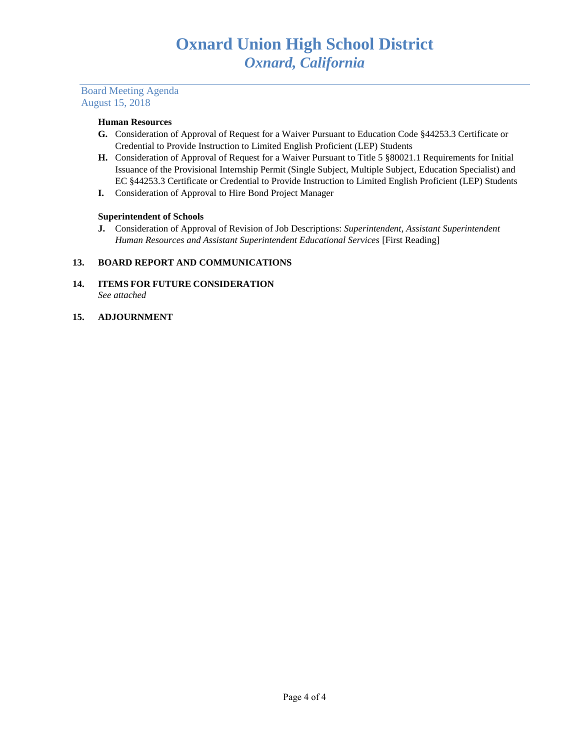Board Meeting Agenda
August 15, 2018

**Human Resources**

**G.** Consideration of Approval of Request for a Waiver Pursuant to Education Code §44253.3 Certificate or Credential to Provide Instruction to Limited English Proficient (LEP) Students

**H.** Consideration of Approval of Request for a Waiver Pursuant to Title 5 §80021.1 Requirements for Initial Issuance of the Provisional Internship Permit (Single Subject, Multiple Subject, Education Specialist) and EC §44253.3 Certificate or Credential to Provide Instruction to Limited English Proficient (LEP) Students

**I.** Consideration of Approval to Hire Bond Project Manager

**Superintendent of Schools**

**J.** Consideration of Approval of Revision of Job Descriptions: *Superintendent, Assistant Superintendent Human Resources and Assistant Superintendent Educational Services* [First Reading]

**13. BOARD REPORT AND COMMUNICATIONS**

**14. ITEMS FOR FUTURE CONSIDERATION**
*See attached*

**15. ADJOURNMENT**